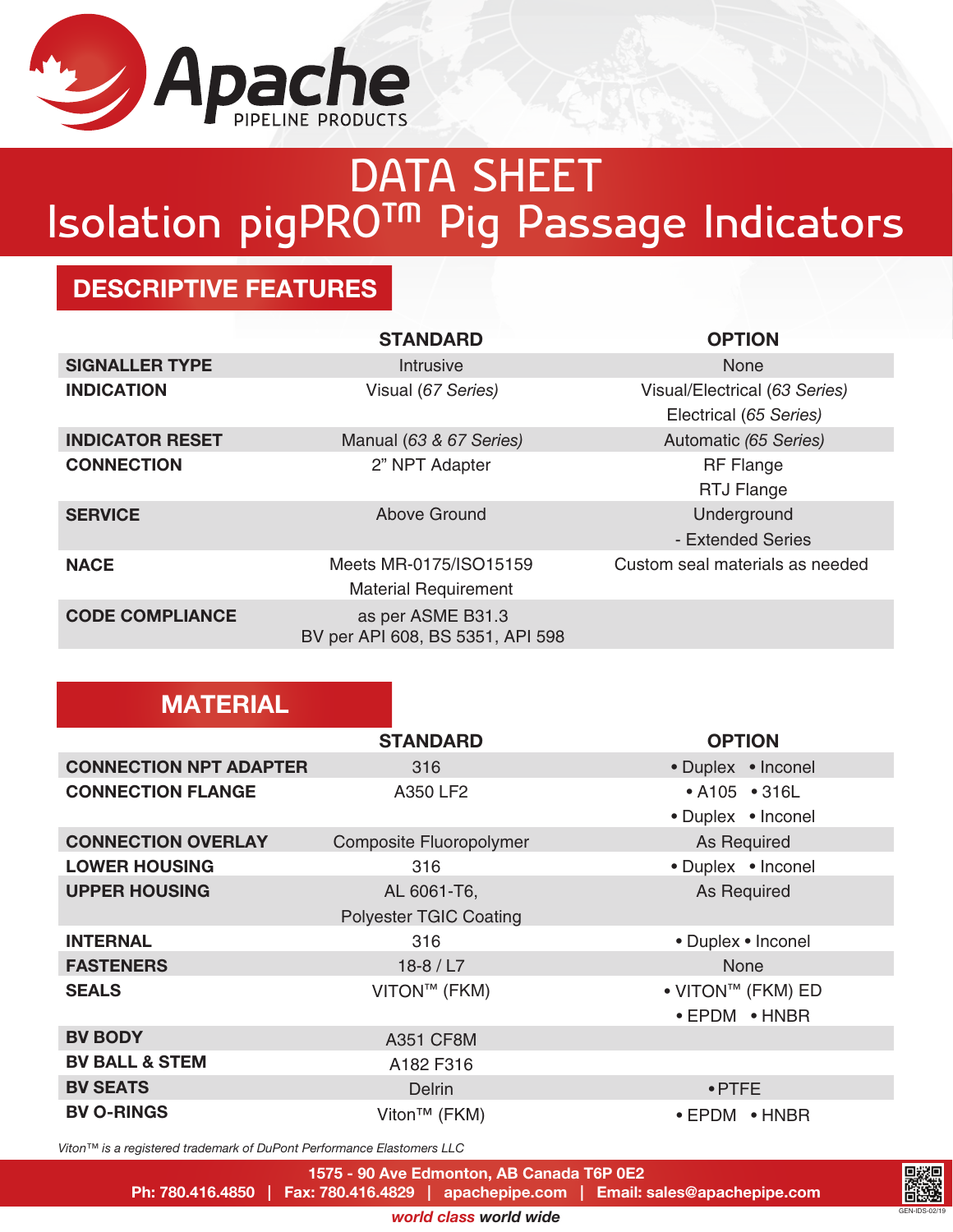# Apache PIPELINE PRODUCTS

# DATA SHEET
# Isolation pigPRO™ Pig Passage Indicators

## DESCRIPTIVE FEATURES

| | STANDARD | OPTION |
|---|---|---|
| **SIGNALLER TYPE** | Intrusive | None |
| **INDICATION** | Visual *(67 Series)* | Visual/Electrical *(63 Series)*<br>Electrical *(65 Series)* |
| **INDICATOR RESET** | Manual *(63 & 67 Series)* | Automatic *(65 Series)* |
| **CONNECTION** | 2" NPT Adapter | RF Flange<br>RTJ Flange |
| **SERVICE** | Above Ground | Underground<br>- Extended Series |
| **NACE** | Meets MR-0175/ISO15159<br>Material Requirement | Custom seal materials as needed |
| **CODE COMPLIANCE** | as per ASME B31.3<br>BV per API 608, BS 5351, API 598 | |

## MATERIAL

| | STANDARD | OPTION |
|---|---|---|
| **CONNECTION NPT ADAPTER** | 316 | • Duplex • Inconel |
| **CONNECTION FLANGE** | A350 LF2 | • A105 • 316L<br>• Duplex • Inconel |
| **CONNECTION OVERLAY** | Composite Fluoropolymer | As Required |
| **LOWER HOUSING** | 316 | • Duplex • Inconel |
| **UPPER HOUSING** | AL 6061-T6,<br>Polyester TGIC Coating | As Required |
| **INTERNAL** | 316 | • Duplex • Inconel |
| **FASTENERS** | 18-8 / L7 | None |
| **SEALS** | VITON™ (FKM) | • VITON™ (FKM) ED<br>• EPDM • HNBR |
| **BV BODY** | A351 CF8M | |
| **BV BALL & STEM** | A182 F316 | |
| **BV SEATS** | Delrin | • PTFE |
| **BV O-RINGS** | Viton™ (FKM) | • EPDM • HNBR |

*Viton™ is a registered trademark of DuPont Performance Elastomers LLC*

**1575 - 90 Ave Edmonton, AB Canada T6P 0E2**
**Ph: 780.416.4850 | Fax: 780.416.4829 | apachepipe.com | Email: sales@apachepipe.com**

***world class world wide***

GEN-IDS-02/19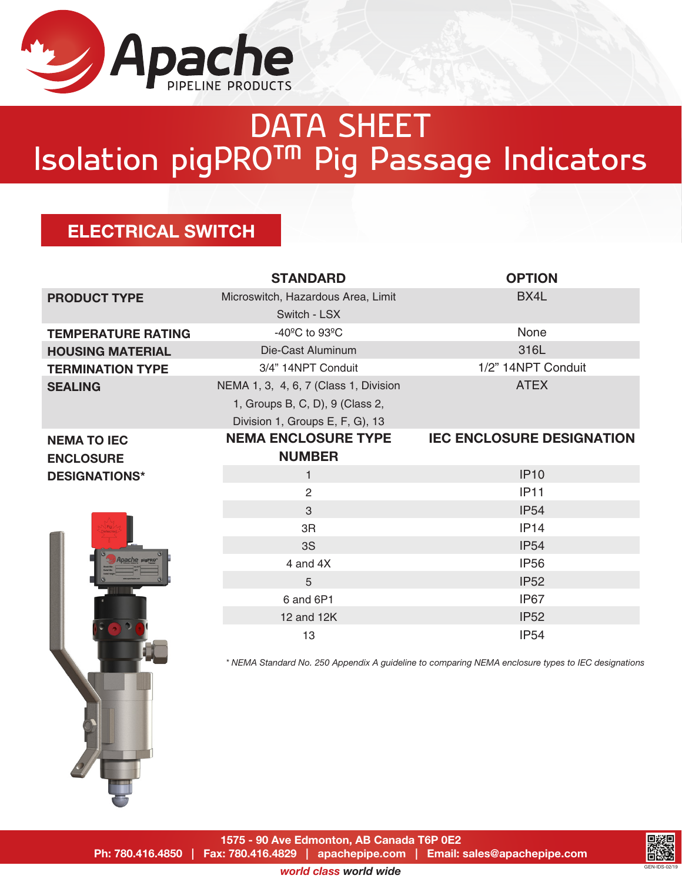# DATA SHEET
# Isolation pigPRO™ Pig Passage Indicators

## ELECTRICAL SWITCH

| | STANDARD | OPTION |
|---|---|---|
| **PRODUCT TYPE** | Microswitch, Hazardous Area, Limit Switch - LSX | BX4L |
| **TEMPERATURE RATING** | -40ºC to 93ºC | None |
| **HOUSING MATERIAL** | Die-Cast Aluminum | 316L |
| **TERMINATION TYPE** | 3/4" 14NPT Conduit | 1/2" 14NPT Conduit |
| **SEALING** | NEMA 1, 3, 4, 6, 7 (Class 1, Division 1, Groups B, C, D), 9 (Class 2, Division 1, Groups E, F, G), 13 | ATEX |

**NEMA TO IEC ENCLOSURE DESIGNATIONS***

| NEMA ENCLOSURE TYPE NUMBER | IEC ENCLOSURE DESIGNATION |
|---|---|
| 1 | IP10 |
| 2 | IP11 |
| 3 | IP54 |
| 3R | IP14 |
| 3S | IP54 |
| 4 and 4X | IP56 |
| 5 | IP52 |
| 6 and 6P1 | IP67 |
| 12 and 12K | IP52 |
| 13 | IP54 |

*\* NEMA Standard No. 250 Appendix A guideline to comparing NEMA enclosure types to IEC designations*

**1575 - 90 Ave Edmonton, AB Canada T6P 0E2**
**Ph: 780.416.4850 | Fax: 780.416.4829 | apachepipe.com | Email: sales@apachepipe.com**

*world class world wide*

GEN-IDS-02/19